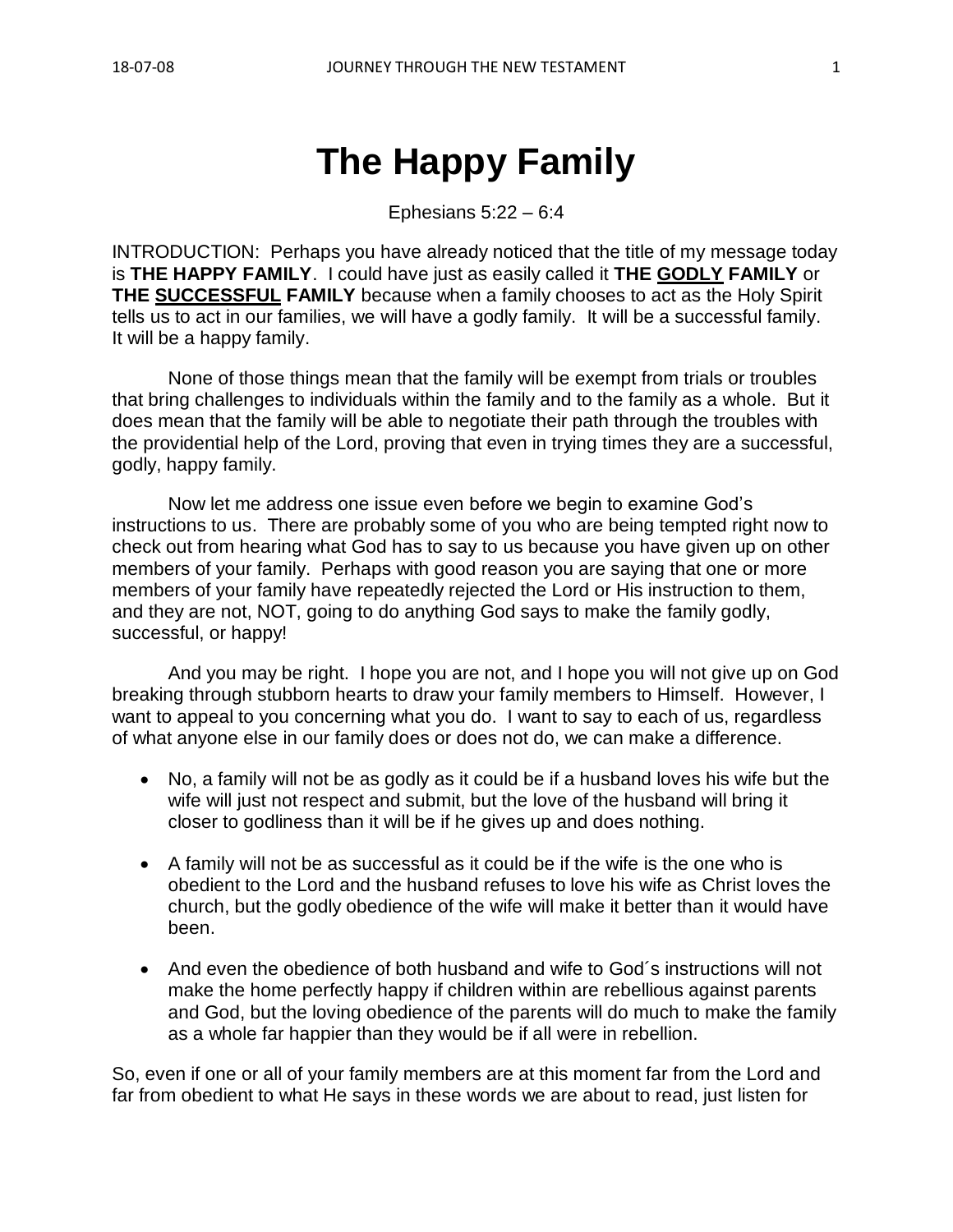# The Happy Family

Ephesians 5:22 – 6:4

INTRODUCTION: Perhaps you have already noticed that the title of my message today is **THE HAPPY FAMILY**. I could have just as easily called it **THE <u>GODLY</u> FAMILY** or **THE <u>SUCCESSFUL</u> FAMILY** because when a family chooses to act as the Holy Spirit tells us to act in our families, we will have a godly family. It will be a successful family. It will be a happy family.

None of those things mean that the family will be exempt from trials or troubles that bring challenges to individuals within the family and to the family as a whole. But it does mean that the family will be able to negotiate their path through the troubles with the providential help of the Lord, proving that even in trying times they are a successful, godly, happy family.

Now let me address one issue even before we begin to examine God's instructions to us. There are probably some of you who are being tempted right now to check out from hearing what God has to say to us because you have given up on other members of your family. Perhaps with good reason you are saying that one or more members of your family have repeatedly rejected the Lord or His instruction to them, and they are not, NOT, going to do anything God says to make the family godly, successful, or happy!

And you may be right. I hope you are not, and I hope you will not give up on God breaking through stubborn hearts to draw your family members to Himself. However, I want to appeal to you concerning what you do. I want to say to each of us, regardless of what anyone else in our family does or does not do, we can make a difference.

- No, a family will not be as godly as it could be if a husband loves his wife but the wife will just not respect and submit, but the love of the husband will bring it closer to godliness than it will be if he gives up and does nothing.

- A family will not be as successful as it could be if the wife is the one who is obedient to the Lord and the husband refuses to love his wife as Christ loves the church, but the godly obedience of the wife will make it better than it would have been.

- And even the obedience of both husband and wife to God´s instructions will not make the home perfectly happy if children within are rebellious against parents and God, but the loving obedience of the parents will do much to make the family as a whole far happier than they would be if all were in rebellion.

So, even if one or all of your family members are at this moment far from the Lord and far from obedient to what He says in these words we are about to read, just listen for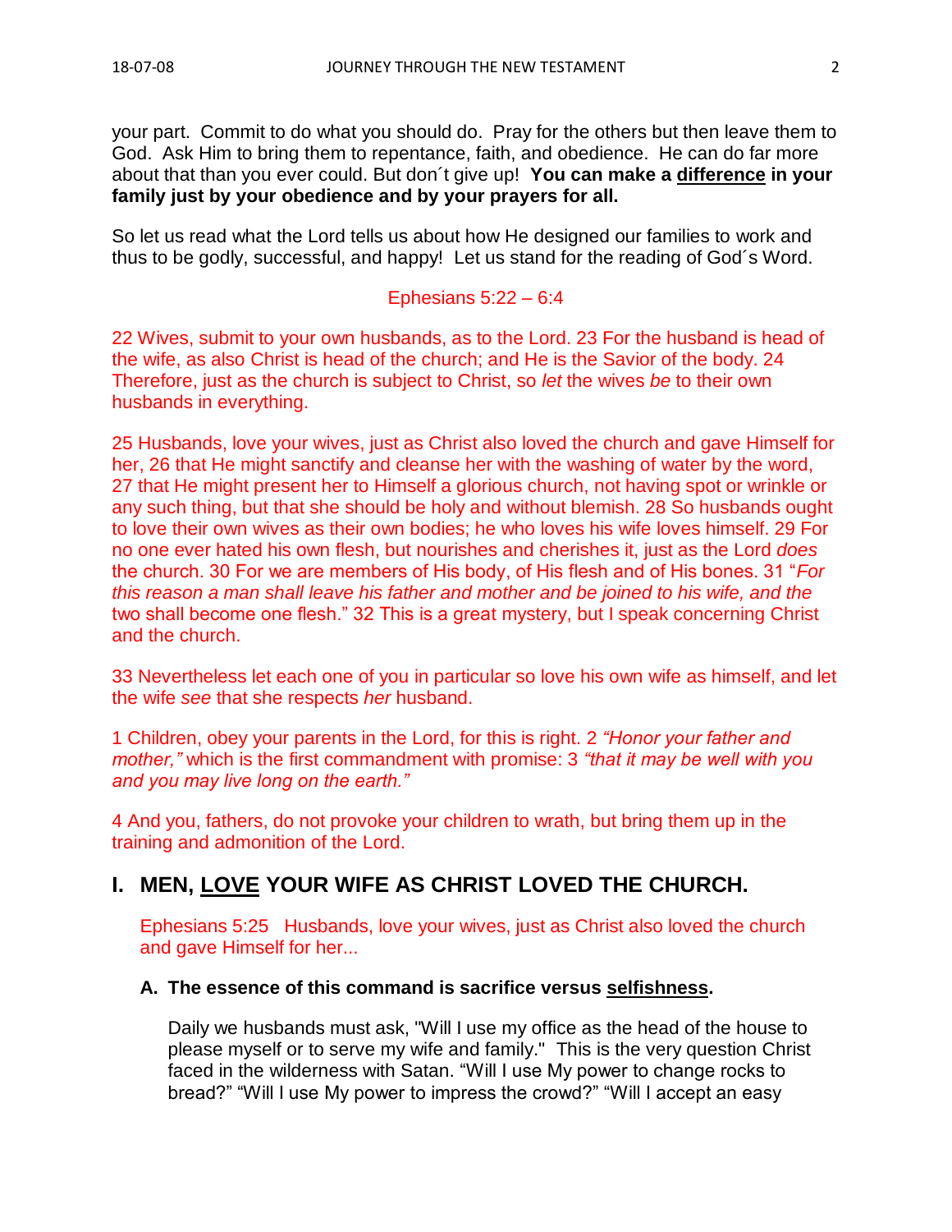your part. Commit to do what you should do. Pray for the others but then leave them to God. Ask Him to bring them to repentance, faith, and obedience. He can do far more about that than you ever could. But don´t give up! **You can make a <u>difference</u> in your family just by your obedience and by your prayers for all.**

So let us read what the Lord tells us about how He designed our families to work and thus to be godly, successful, and happy! Let us stand for the reading of God´s Word.

Ephesians 5:22 – 6:4

22 Wives, submit to your own husbands, as to the Lord. 23 For the husband is head of the wife, as also Christ is head of the church; and He is the Savior of the body. 24 Therefore, just as the church is subject to Christ, so *let* the wives *be* to their own husbands in everything.

25 Husbands, love your wives, just as Christ also loved the church and gave Himself for her, 26 that He might sanctify and cleanse her with the washing of water by the word, 27 that He might present her to Himself a glorious church, not having spot or wrinkle or any such thing, but that she should be holy and without blemish. 28 So husbands ought to love their own wives as their own bodies; he who loves his wife loves himself. 29 For no one ever hated his own flesh, but nourishes and cherishes it, just as the Lord *does* the church. 30 For we are members of His body, of His flesh and of His bones. 31 "*For this reason a man shall leave his father and mother and be joined to his wife, and the* two shall become one flesh." 32 This is a great mystery, but I speak concerning Christ and the church.

33 Nevertheless let each one of you in particular so love his own wife as himself, and let the wife *see* that she respects *her* husband.

1 Children, obey your parents in the Lord, for this is right. 2 *"Honor your father and mother,"* which is the first commandment with promise: 3 *"that it may be well with you and you may live long on the earth."*

4 And you, fathers, do not provoke your children to wrath, but bring them up in the training and admonition of the Lord.

## I. MEN, <u>LOVE</u> YOUR WIFE AS CHRIST LOVED THE CHURCH.

Ephesians 5:25 Husbands, love your wives, just as Christ also loved the church and gave Himself for her...

### A. The essence of this command is sacrifice versus <u>selfishness</u>.

Daily we husbands must ask, "Will I use my office as the head of the house to please myself or to serve my wife and family." This is the very question Christ faced in the wilderness with Satan. "Will I use My power to change rocks to bread?" "Will I use My power to impress the crowd?" "Will I accept an easy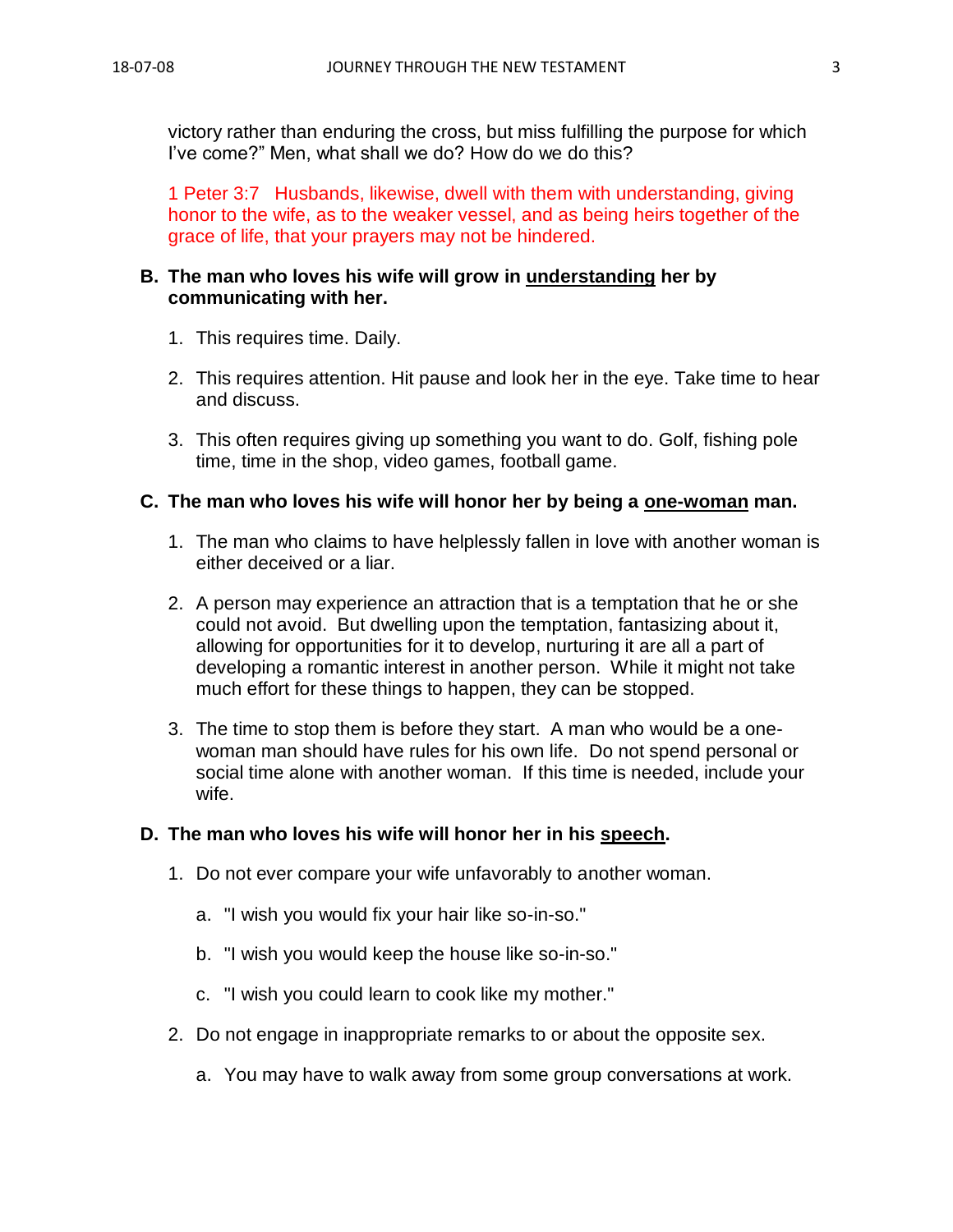victory rather than enduring the cross, but miss fulfilling the purpose for which I've come?" Men, what shall we do? How do we do this?

1 Peter 3:7   Husbands, likewise, dwell with them with understanding, giving honor to the wife, as to the weaker vessel, and as being heirs together of the grace of life, that your prayers may not be hindered.

**B. The man who loves his wife will grow in <u>understanding</u> her by communicating with her.**

1. This requires time. Daily.

2. This requires attention. Hit pause and look her in the eye. Take time to hear and discuss.

3. This often requires giving up something you want to do. Golf, fishing pole time, time in the shop, video games, football game.

**C. The man who loves his wife will honor her by being a <u>one-woman</u> man.**

1. The man who claims to have helplessly fallen in love with another woman is either deceived or a liar.

2. A person may experience an attraction that is a temptation that he or she could not avoid. But dwelling upon the temptation, fantasizing about it, allowing for opportunities for it to develop, nurturing it are all a part of developing a romantic interest in another person. While it might not take much effort for these things to happen, they can be stopped.

3. The time to stop them is before they start. A man who would be a one-woman man should have rules for his own life. Do not spend personal or social time alone with another woman. If this time is needed, include your wife.

**D. The man who loves his wife will honor her in his <u>speech</u>.**

1. Do not ever compare your wife unfavorably to another woman.

   a. "I wish you would fix your hair like so-in-so."

   b. "I wish you would keep the house like so-in-so."

   c. "I wish you could learn to cook like my mother."

2. Do not engage in inappropriate remarks to or about the opposite sex.

   a. You may have to walk away from some group conversations at work.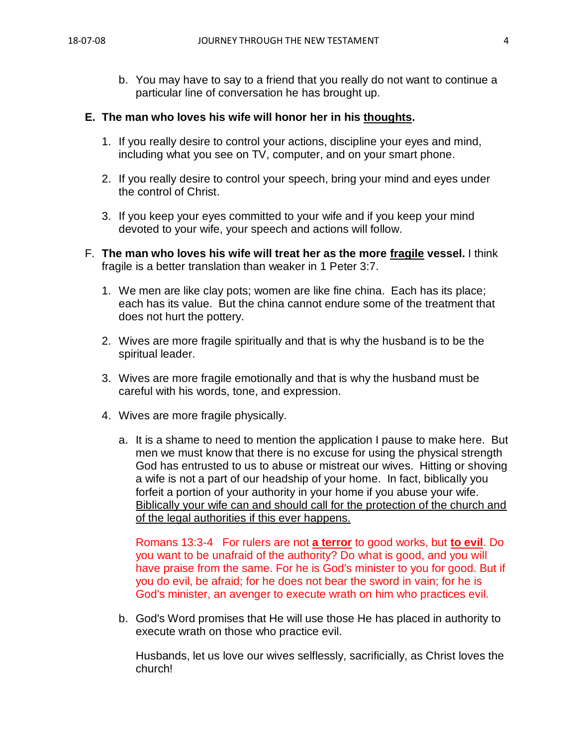b. You may have to say to a friend that you really do not want to continue a particular line of conversation he has brought up.

**E. The man who loves his wife will honor her in his <u>thoughts</u>.**

1. If you really desire to control your actions, discipline your eyes and mind, including what you see on TV, computer, and on your smart phone.

2. If you really desire to control your speech, bring your mind and eyes under the control of Christ.

3. If you keep your eyes committed to your wife and if you keep your mind devoted to your wife, your speech and actions will follow.

F. **The man who loves his wife will treat her as the more <u>fragile</u> vessel.** I think fragile is a better translation than weaker in 1 Peter 3:7.

1. We men are like clay pots; women are like fine china. Each has its place; each has its value. But the china cannot endure some of the treatment that does not hurt the pottery.

2. Wives are more fragile spiritually and that is why the husband is to be the spiritual leader.

3. Wives are more fragile emotionally and that is why the husband must be careful with his words, tone, and expression.

4. Wives are more fragile physically.

   a. It is a shame to need to mention the application I pause to make here. But men we must know that there is no excuse for using the physical strength God has entrusted to us to abuse or mistreat our wives. Hitting or shoving a wife is not a part of our headship of your home. In fact, biblically you forfeit a portion of your authority in your home if you abuse your wife. <u>Biblically your wife can and should call for the protection of the church and of the legal authorities if this ever happens.</u>

   Romans 13:3-4 For rulers are not <u>**a terror**</u> to good works, but <u>**to evil**</u>. Do you want to be unafraid of the authority? Do what is good, and you will have praise from the same. For he is God's minister to you for good. But if you do evil, be afraid; for he does not bear the sword in vain; for he is God's minister, an avenger to execute wrath on him who practices evil.

   b. God's Word promises that He will use those He has placed in authority to execute wrath on those who practice evil.

   Husbands, let us love our wives selflessly, sacrificially, as Christ loves the church!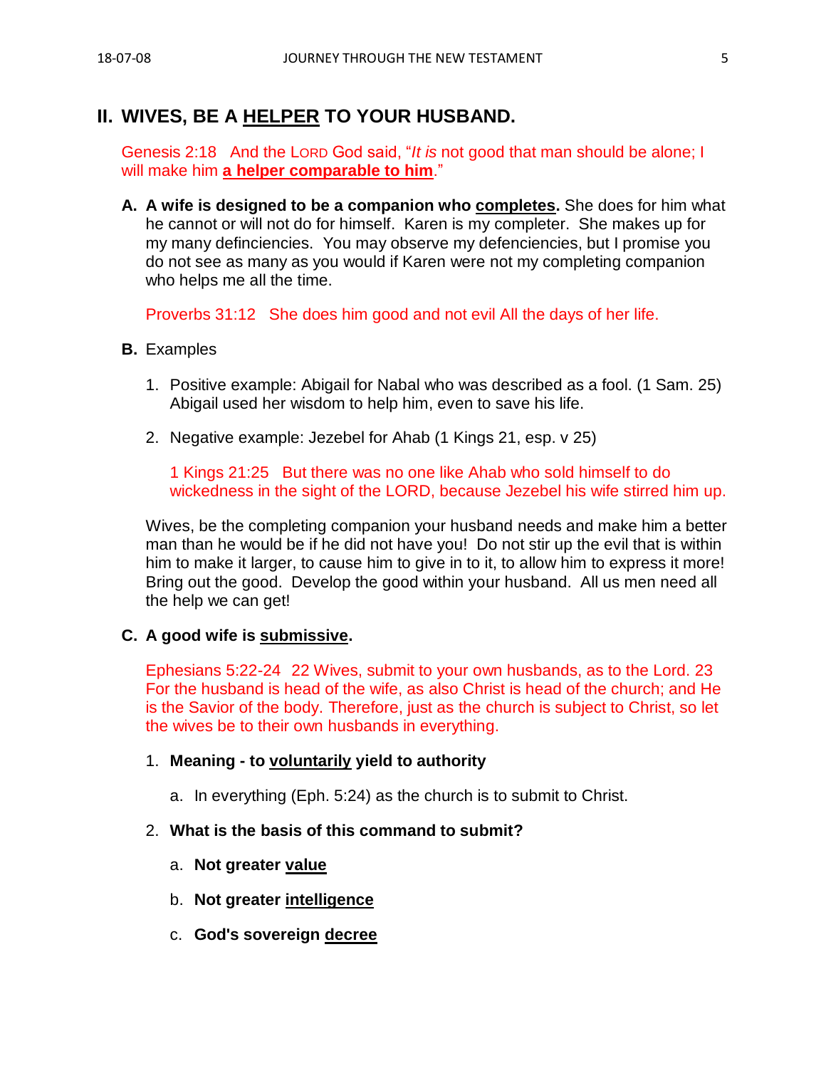## II. WIVES, BE A HELPER TO YOUR HUSBAND.

Genesis 2:18 And the LORD God said, "*It is* not good that man should be alone; I will make him **a helper comparable to him**."

**A. A wife is designed to be a companion who completes.** She does for him what he cannot or will not do for himself. Karen is my completer. She makes up for my many defanciencies. You may observe my defenciencies, but I promise you do not see as many as you would if Karen were not my completing companion who helps me all the time.

Proverbs 31:12 She does him good and not evil All the days of her life.

**B.** Examples

1. Positive example: Abigail for Nabal who was described as a fool. (1 Sam. 25) Abigail used her wisdom to help him, even to save his life.
2. Negative example: Jezebel for Ahab (1 Kings 21, esp. v 25)

   1 Kings 21:25 But there was no one like Ahab who sold himself to do wickedness in the sight of the LORD, because Jezebel his wife stirred him up.

Wives, be the completing companion your husband needs and make him a better man than he would be if he did not have you! Do not stir up the evil that is within him to make it larger, to cause him to give in to it, to allow him to express it more! Bring out the good. Develop the good within your husband. All us men need all the help we can get!

**C. A good wife is submissive.**

Ephesians 5:22-24 22 Wives, submit to your own husbands, as to the Lord. 23 For the husband is head of the wife, as also Christ is head of the church; and He is the Savior of the body. Therefore, just as the church is subject to Christ, so let the wives be to their own husbands in everything.

1. **Meaning - to voluntarily yield to authority**
   a. In everything (Eph. 5:24) as the church is to submit to Christ.
2. **What is the basis of this command to submit?**
   a. **Not greater value**
   b. **Not greater intelligence**
   c. **God's sovereign decree**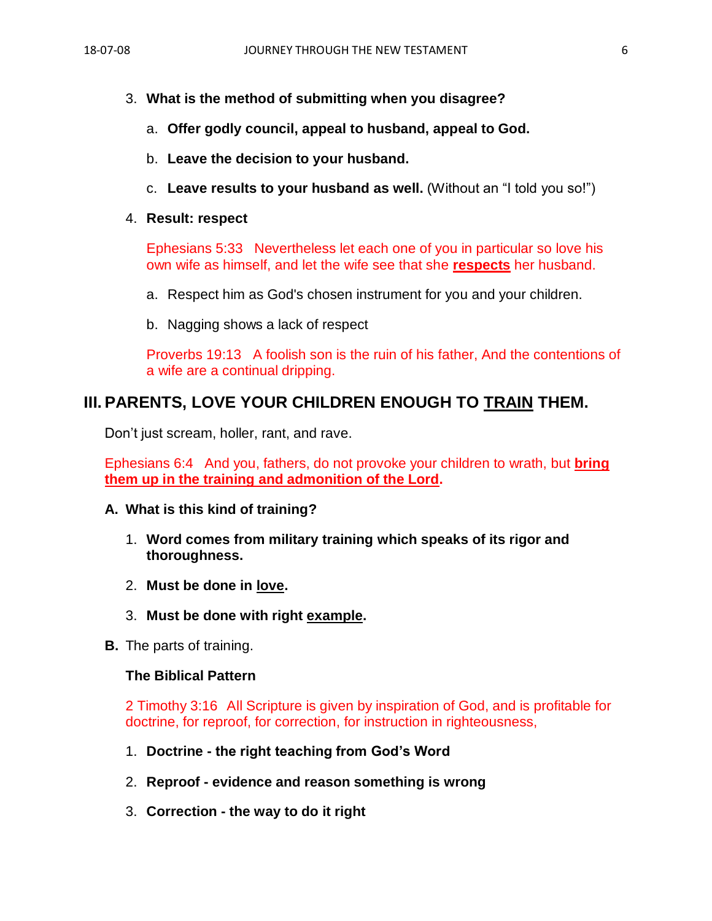3. **What is the method of submitting when you disagree?**

   a. **Offer godly council, appeal to husband, appeal to God.**

   b. **Leave the decision to your husband.**

   c. **Leave results to your husband as well.** (Without an "I told you so!")

4. **Result: respect**

   Ephesians 5:33 Nevertheless let each one of you in particular so love his own wife as himself, and let the wife see that she **respects** her husband.

   a. Respect him as God's chosen instrument for you and your children.

   b. Nagging shows a lack of respect

   Proverbs 19:13 A foolish son is the ruin of his father, And the contentions of a wife are a continual dripping.

## III. PARENTS, LOVE YOUR CHILDREN ENOUGH TO TRAIN THEM.

Don't just scream, holler, rant, and rave.

Ephesians 6:4 And you, fathers, do not provoke your children to wrath, but **bring them up in the training and admonition of the Lord.**

### A. What is this kind of training?

1. **Word comes from military training which speaks of its rigor and thoroughness.**

2. **Must be done in love.**

3. **Must be done with right example.**

### B. The parts of training.

**The Biblical Pattern**

2 Timothy 3:16 All Scripture is given by inspiration of God, and is profitable for doctrine, for reproof, for correction, for instruction in righteousness,

1. **Doctrine - the right teaching from God's Word**

2. **Reproof - evidence and reason something is wrong**

3. **Correction - the way to do it right**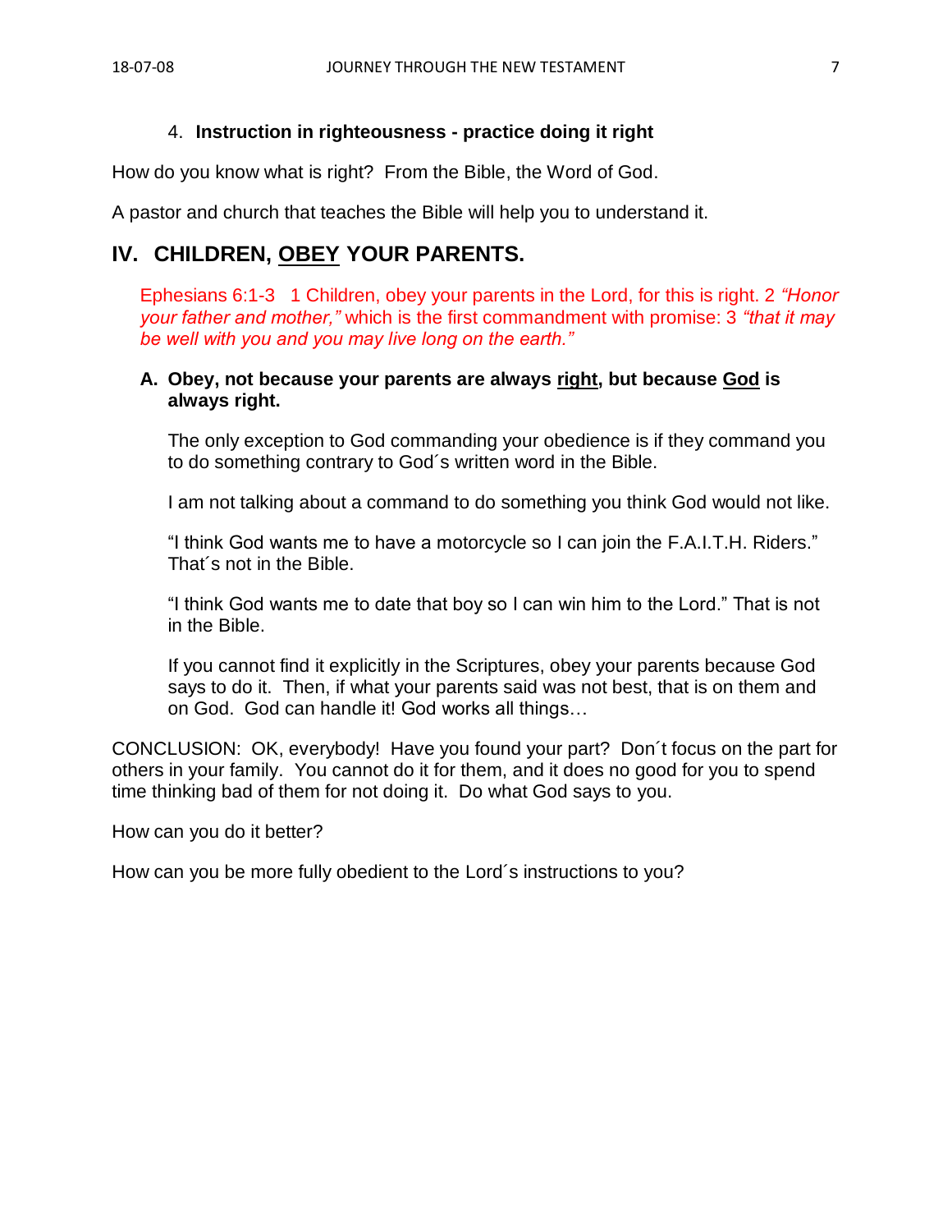4. **Instruction in righteousness - practice doing it right**

How do you know what is right? From the Bible, the Word of God.

A pastor and church that teaches the Bible will help you to understand it.

## IV. CHILDREN, OBEY YOUR PARENTS.

Ephesians 6:1-3 1 Children, obey your parents in the Lord, for this is right. 2 *"Honor your father and mother,"* which is the first commandment with promise: 3 *"that it may be well with you and you may live long on the earth."*

**A. Obey, not because your parents are always right, but because God is always right.**

The only exception to God commanding your obedience is if they command you to do something contrary to God´s written word in the Bible.

I am not talking about a command to do something you think God would not like.

"I think God wants me to have a motorcycle so I can join the F.A.I.T.H. Riders." That´s not in the Bible.

"I think God wants me to date that boy so I can win him to the Lord." That is not in the Bible.

If you cannot find it explicitly in the Scriptures, obey your parents because God says to do it. Then, if what your parents said was not best, that is on them and on God. God can handle it! God works all things…

CONCLUSION: OK, everybody! Have you found your part? Don´t focus on the part for others in your family. You cannot do it for them, and it does no good for you to spend time thinking bad of them for not doing it. Do what God says to you.

How can you do it better?

How can you be more fully obedient to the Lord´s instructions to you?